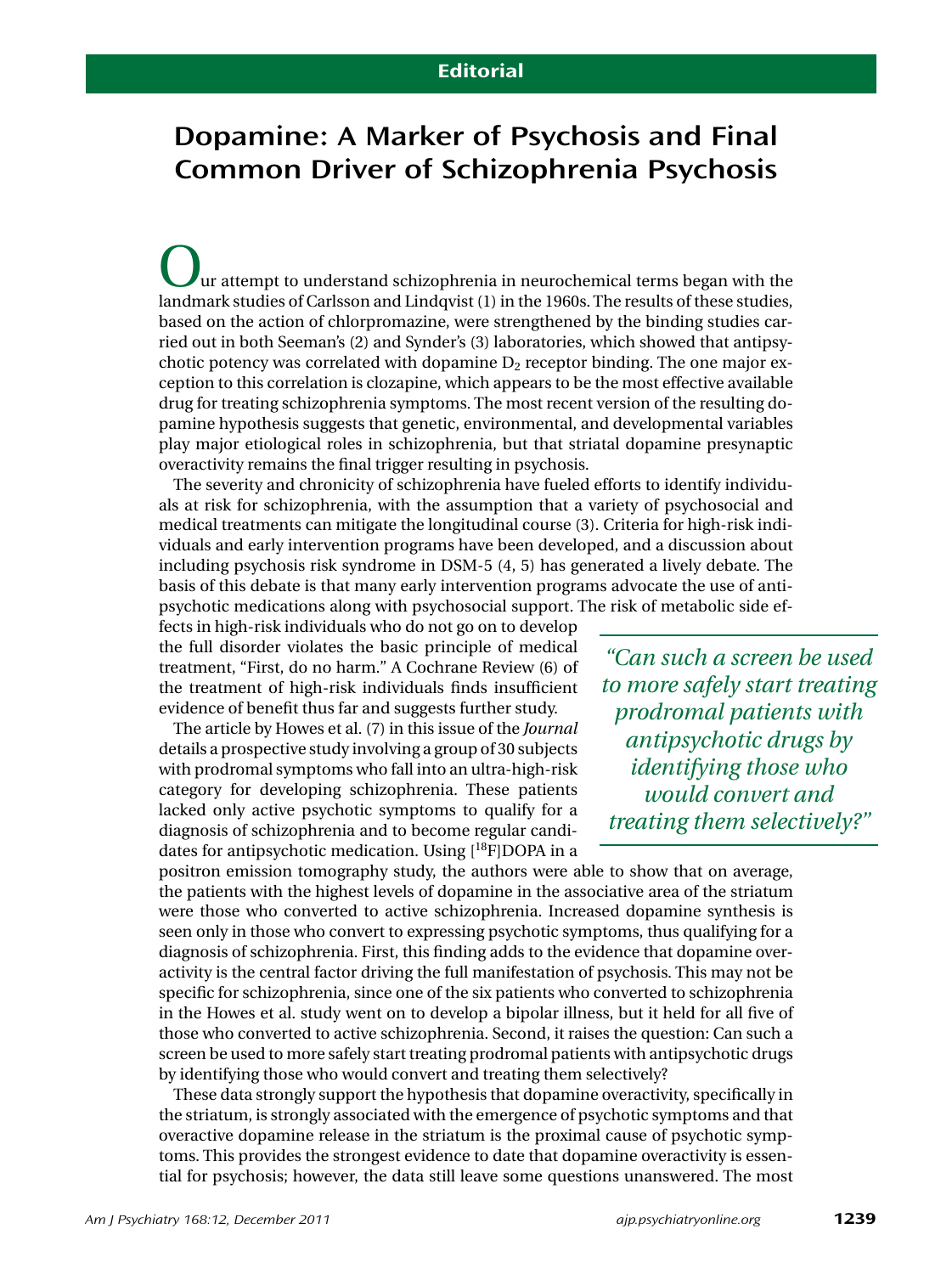Editorial

# Dopamine: A Marker of Psychosis and Final Common Driver of Schizophrenia Psychosis

Our attempt to understand schizophrenia in neurochemical terms began with the landmark studies of Carlsson and Lindqvist (1) in the 1960s. The results of these studies, based on the action of chlorpromazine, were strengthened by the binding studies carried out in both Seeman's (2) and Synder's (3) laboratories, which showed that antipsychotic potency was correlated with dopamine $D_2$ receptor binding. The one major exception to this correlation is clozapine, which appears to be the most effective available drug for treating schizophrenia symptoms. The most recent version of the resulting dopamine hypothesis suggests that genetic, environmental, and developmental variables play major etiological roles in schizophrenia, but that striatal dopamine presynaptic overactivity remains the final trigger resulting in psychosis.

The severity and chronicity of schizophrenia have fueled efforts to identify individuals at risk for schizophrenia, with the assumption that a variety of psychosocial and medical treatments can mitigate the longitudinal course (3). Criteria for high-risk individuals and early intervention programs have been developed, and a discussion about including psychosis risk syndrome in DSM-5 (4, 5) has generated a lively debate. The basis of this debate is that many early intervention programs advocate the use of antipsychotic medications along with psychosocial support. The risk of metabolic side effects in high-risk individuals who do not go on to develop the full disorder violates the basic principle of medical treatment, "First, do no harm." A Cochrane Review (6) of the treatment of high-risk individuals finds insufficient evidence of benefit thus far and suggests further study.

*"Can such a screen be used to more safely start treating prodromal patients with antipsychotic drugs by identifying those who would convert and treating them selectively?"*

The article by Howes et al. (7) in this issue of the *Journal* details a prospective study involving a group of 30 subjects with prodromal symptoms who fall into an ultra-high-risk category for developing schizophrenia. These patients lacked only active psychotic symptoms to qualify for a diagnosis of schizophrenia and to become regular candidates for antipsychotic medication. Using $[^{18}F]$DOPA in a positron emission tomography study, the authors were able to show that on average, the patients with the highest levels of dopamine in the associative area of the striatum were those who converted to active schizophrenia. Increased dopamine synthesis is seen only in those who convert to expressing psychotic symptoms, thus qualifying for a diagnosis of schizophrenia. First, this finding adds to the evidence that dopamine overactivity is the central factor driving the full manifestation of psychosis. This may not be specific for schizophrenia, since one of the six patients who converted to schizophrenia in the Howes et al. study went on to develop a bipolar illness, but it held for all five of those who converted to active schizophrenia. Second, it raises the question: Can such a screen be used to more safely start treating prodromal patients with antipsychotic drugs by identifying those who would convert and treating them selectively?

These data strongly support the hypothesis that dopamine overactivity, specifically in the striatum, is strongly associated with the emergence of psychotic symptoms and that overactive dopamine release in the striatum is the proximal cause of psychotic symptoms. This provides the strongest evidence to date that dopamine overactivity is essential for psychosis; however, the data still leave some questions unanswered. The most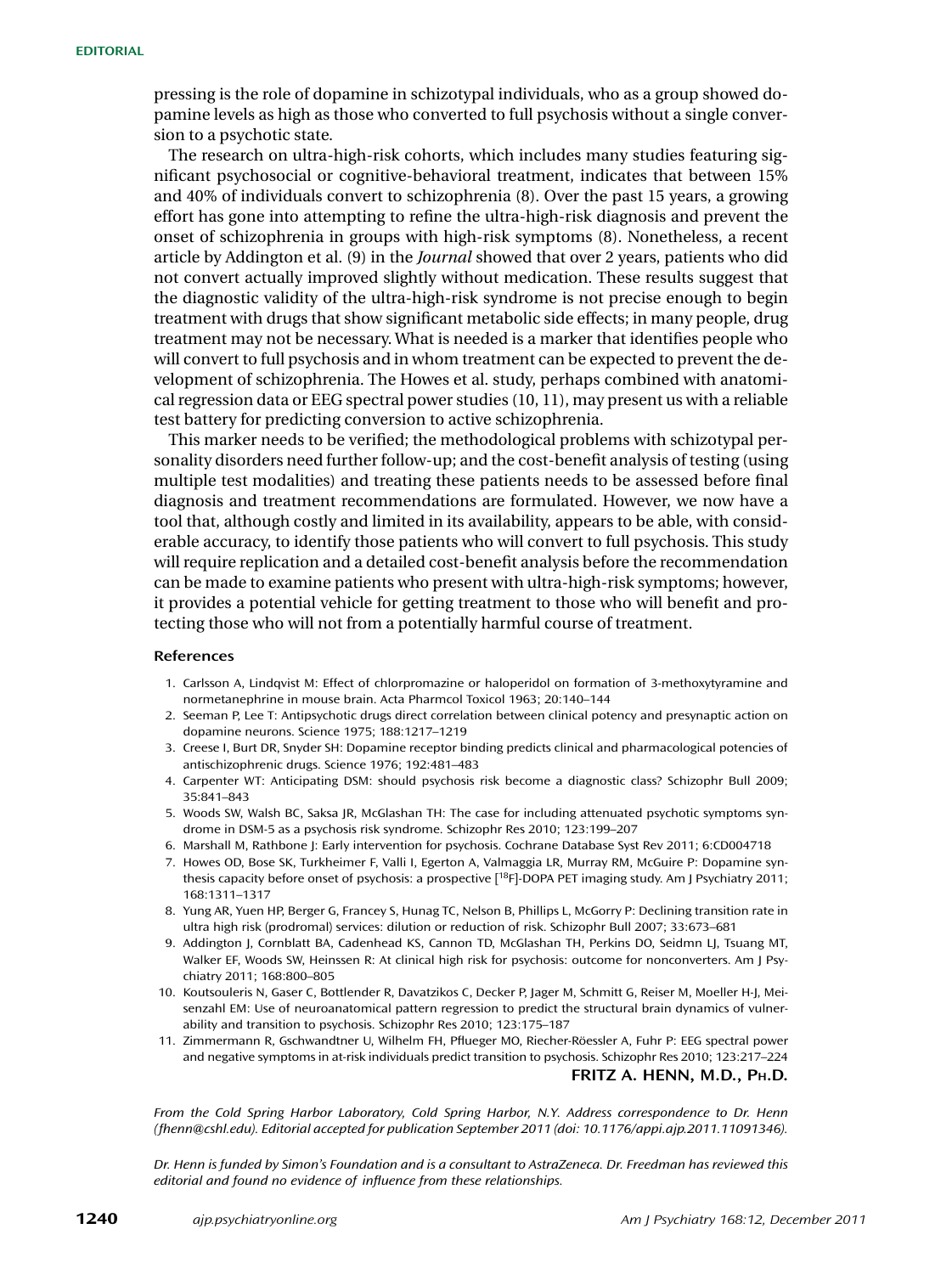pressing is the role of dopamine in schizotypal individuals, who as a group showed dopamine levels as high as those who converted to full psychosis without a single conversion to a psychotic state.

The research on ultra-high-risk cohorts, which includes many studies featuring significant psychosocial or cognitive-behavioral treatment, indicates that between 15% and 40% of individuals convert to schizophrenia (8). Over the past 15 years, a growing effort has gone into attempting to refine the ultra-high-risk diagnosis and prevent the onset of schizophrenia in groups with high-risk symptoms (8). Nonetheless, a recent article by Addington et al. (9) in the *Journal* showed that over 2 years, patients who did not convert actually improved slightly without medication. These results suggest that the diagnostic validity of the ultra-high-risk syndrome is not precise enough to begin treatment with drugs that show significant metabolic side effects; in many people, drug treatment may not be necessary. What is needed is a marker that identifies people who will convert to full psychosis and in whom treatment can be expected to prevent the development of schizophrenia. The Howes et al. study, perhaps combined with anatomical regression data or EEG spectral power studies (10, 11), may present us with a reliable test battery for predicting conversion to active schizophrenia.

This marker needs to be verified; the methodological problems with schizotypal personality disorders need further follow-up; and the cost-benefit analysis of testing (using multiple test modalities) and treating these patients needs to be assessed before final diagnosis and treatment recommendations are formulated. However, we now have a tool that, although costly and limited in its availability, appears to be able, with considerable accuracy, to identify those patients who will convert to full psychosis. This study will require replication and a detailed cost-benefit analysis before the recommendation can be made to examine patients who present with ultra-high-risk symptoms; however, it provides a potential vehicle for getting treatment to those who will benefit and protecting those who will not from a potentially harmful course of treatment.

## References

1. Carlsson A, Lindqvist M: Effect of chlorpromazine or haloperidol on formation of 3-methoxytyramine and normetanephrine in mouse brain. Acta Pharmcol Toxicol 1963; 20:140–144
2. Seeman P, Lee T: Antipsychotic drugs direct correlation between clinical potency and presynaptic action on dopamine neurons. Science 1975; 188:1217–1219
3. Creese I, Burt DR, Snyder SH: Dopamine receptor binding predicts clinical and pharmacological potencies of antischizophrenic drugs. Science 1976; 192:481–483
4. Carpenter WT: Anticipating DSM: should psychosis risk become a diagnostic class? Schizophr Bull 2009; 35:841–843
5. Woods SW, Walsh BC, Saksa JR, McGlashan TH: The case for including attenuated psychotic symptoms syndrome in DSM-5 as a psychosis risk syndrome. Schizophr Res 2010; 123:199–207
6. Marshall M, Rathbone J: Early intervention for psychosis. Cochrane Database Syst Rev 2011; 6:CD004718
7. Howes OD, Bose SK, Turkheimer F, Valli I, Egerton A, Valmaggia LR, Murray RM, McGuire P: Dopamine synthesis capacity before onset of psychosis: a prospective [$^{18}$F]-DOPA PET imaging study. Am J Psychiatry 2011; 168:1311–1317
8. Yung AR, Yuen HP, Berger G, Francey S, Hunag TC, Nelson B, Phillips L, McGorry P: Declining transition rate in ultra high risk (prodromal) services: dilution or reduction of risk. Schizophr Bull 2007; 33:673–681
9. Addington J, Cornblatt BA, Cadenhead KS, Cannon TD, McGlashan TH, Perkins DO, Seidmn LJ, Tsuang MT, Walker EF, Woods SW, Heinssen R: At clinical high risk for psychosis: outcome for nonconverters. Am J Psychiatry 2011; 168:800–805
10. Koutsouleris N, Gaser C, Bottlender R, Davatzikos C, Decker P, Jager M, Schmitt G, Reiser M, Moeller H-J, Meisenzahl EM: Use of neuroanatomical pattern regression to predict the structural brain dynamics of vulnerability and transition to psychosis. Schizophr Res 2010; 123:175–187
11. Zimmermann R, Gschwandtner U, Wilhelm FH, Pflueger MO, Riecher-Röessler A, Fuhr P: EEG spectral power and negative symptoms in at-risk individuals predict transition to psychosis. Schizophr Res 2010; 123:217–224

**FRITZ A. HENN, M.D., PH.D.**

*From the Cold Spring Harbor Laboratory, Cold Spring Harbor, N.Y. Address correspondence to Dr. Henn (fhenn@cshl.edu). Editorial accepted for publication September 2011 (doi: 10.1176/appi.ajp.2011.11091346).*

*Dr. Henn is funded by Simon's Foundation and is a consultant to AstraZeneca. Dr. Freedman has reviewed this editorial and found no evidence of influence from these relationships.*